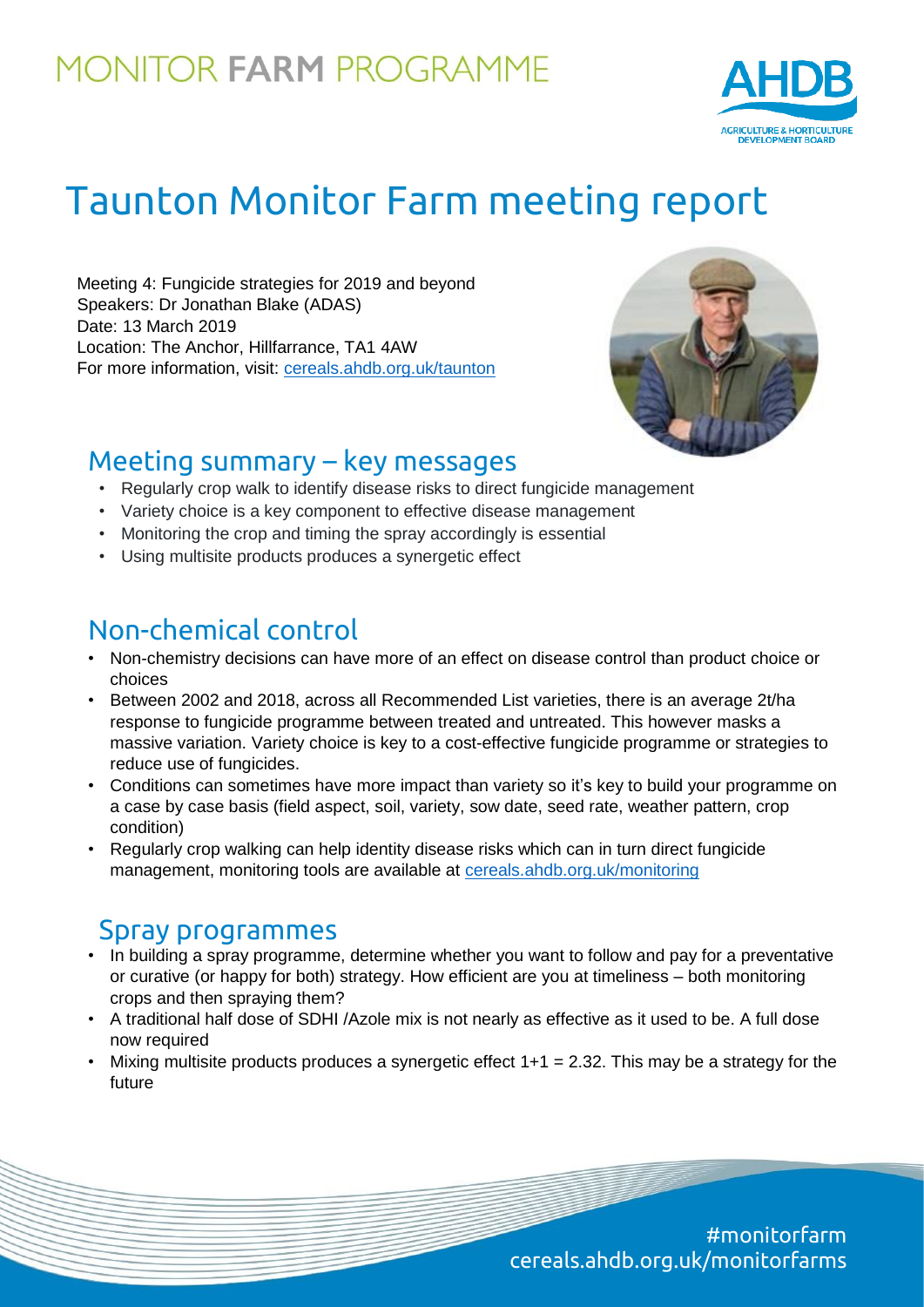MONITOR **FARM** PROGRAMME

# Taunton Monitor Farm meeting report

Meeting 4: Fungicide strategies for 2019 and beyond
Speakers: Dr Jonathan Blake (ADAS)
Date: 13 March 2019
Location: The Anchor, Hillfarrance, TA1 4AW
For more information, visit: cereals.ahdb.org.uk/taunton

## Meeting summary – key messages

- Regularly crop walk to identify disease risks to direct fungicide management
- Variety choice is a key component to effective disease management
- Monitoring the crop and timing the spray accordingly is essential
- Using multisite products produces a synergetic effect

## Non-chemical control

- Non-chemistry decisions can have more of an effect on disease control than product choice or choices
- Between 2002 and 2018, across all Recommended List varieties, there is an average 2t/ha response to fungicide programme between treated and untreated. This however masks a massive variation. Variety choice is key to a cost-effective fungicide programme or strategies to reduce use of fungicides.
- Conditions can sometimes have more impact than variety so it's key to build your programme on a case by case basis (field aspect, soil, variety, sow date, seed rate, weather pattern, crop condition)
- Regularly crop walking can help identity disease risks which can in turn direct fungicide management, monitoring tools are available at cereals.ahdb.org.uk/monitoring

## Spray programmes

- In building a spray programme, determine whether you want to follow and pay for a preventative or curative (or happy for both) strategy. How efficient are you at timeliness – both monitoring crops and then spraying them?
- A traditional half dose of SDHI /Azole mix is not nearly as effective as it used to be. A full dose now required
- Mixing multisite products produces a synergetic effect 1+1 = 2.32. This may be a strategy for the future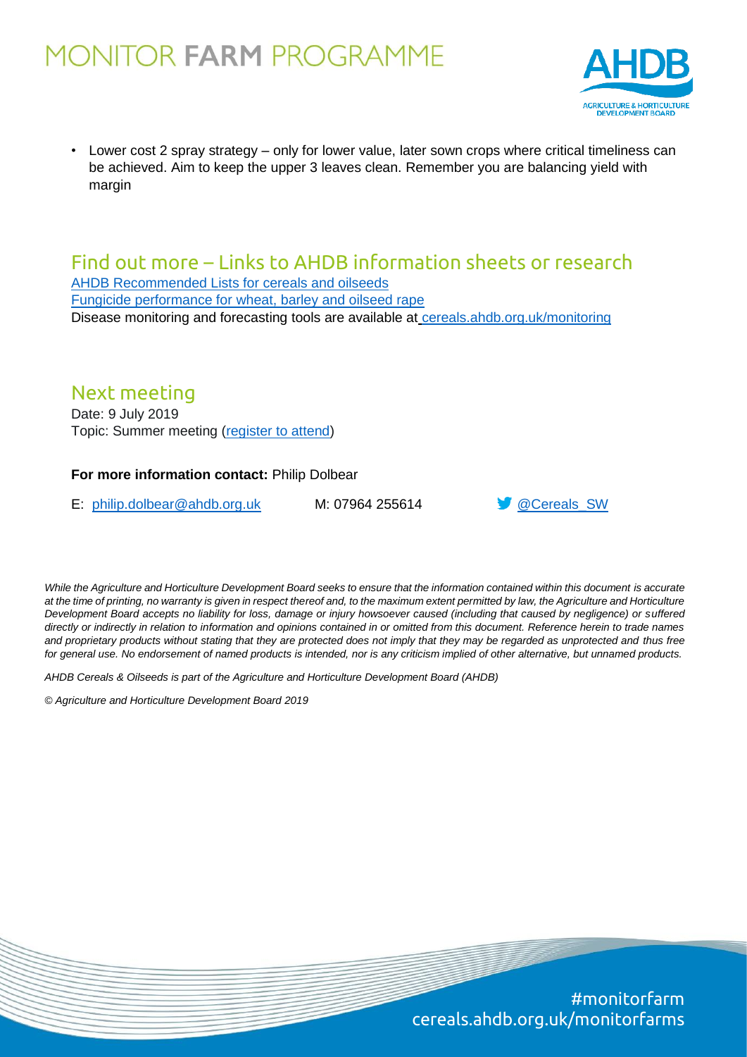- Lower cost 2 spray strategy – only for lower value, later sown crops where critical timeliness can be achieved. Aim to keep the upper 3 leaves clean. Remember you are balancing yield with margin

## Find out more – Links to AHDB information sheets or research

[AHDB Recommended Lists for cereals and oilseeds](#)
[Fungicide performance for wheat, barley and oilseed rape](#)
Disease monitoring and forecasting tools are available at cereals.ahdb.org.uk/monitoring

## Next meeting

Date: 9 July 2019
Topic: Summer meeting (register to attend)

**For more information contact:** Philip Dolbear

E: philip.dolbear@ahdb.org.uk M: 07964 255614 @Cereals_SW

*While the Agriculture and Horticulture Development Board seeks to ensure that the information contained within this document is accurate at the time of printing, no warranty is given in respect thereof and, to the maximum extent permitted by law, the Agriculture and Horticulture Development Board accepts no liability for loss, damage or injury howsoever caused (including that caused by negligence) or suffered directly or indirectly in relation to information and opinions contained in or omitted from this document. Reference herein to trade names and proprietary products without stating that they are protected does not imply that they may be regarded as unprotected and thus free for general use. No endorsement of named products is intended, nor is any criticism implied of other alternative, but unnamed products.*

*AHDB Cereals & Oilseeds is part of the Agriculture and Horticulture Development Board (AHDB)*

*© Agriculture and Horticulture Development Board 2019*

#monitorfarm
cereals.ahdb.org.uk/monitorfarms